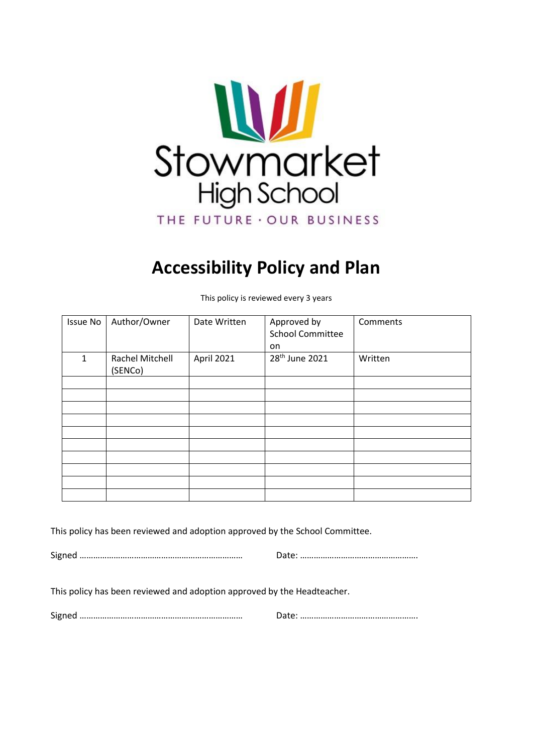Stowmarket High School

THE FUTURE · OUR BUSINESS

# Accessibility Policy and Plan

This policy is reviewed every 3 years

| Issue No | Author/Owner | Date Written | Approved by School Committee on | Comments |
|---|---|---|---|---|
| 1 | Rachel Mitchell (SENCo) | April 2021 | 28th June 2021 | Written |
| | | | | |
| | | | | |
| | | | | |
| | | | | |
| | | | | |
| | | | | |
| | | | | |
| | | | | |
| | | | | |
| | | | | |

This policy has been reviewed and adoption approved by the School Committee.

Signed ……………………………………………………………… Date: …………………………………………….

This policy has been reviewed and adoption approved by the Headteacher.

Signed ……………………………………………………………… Date: …………………………………………….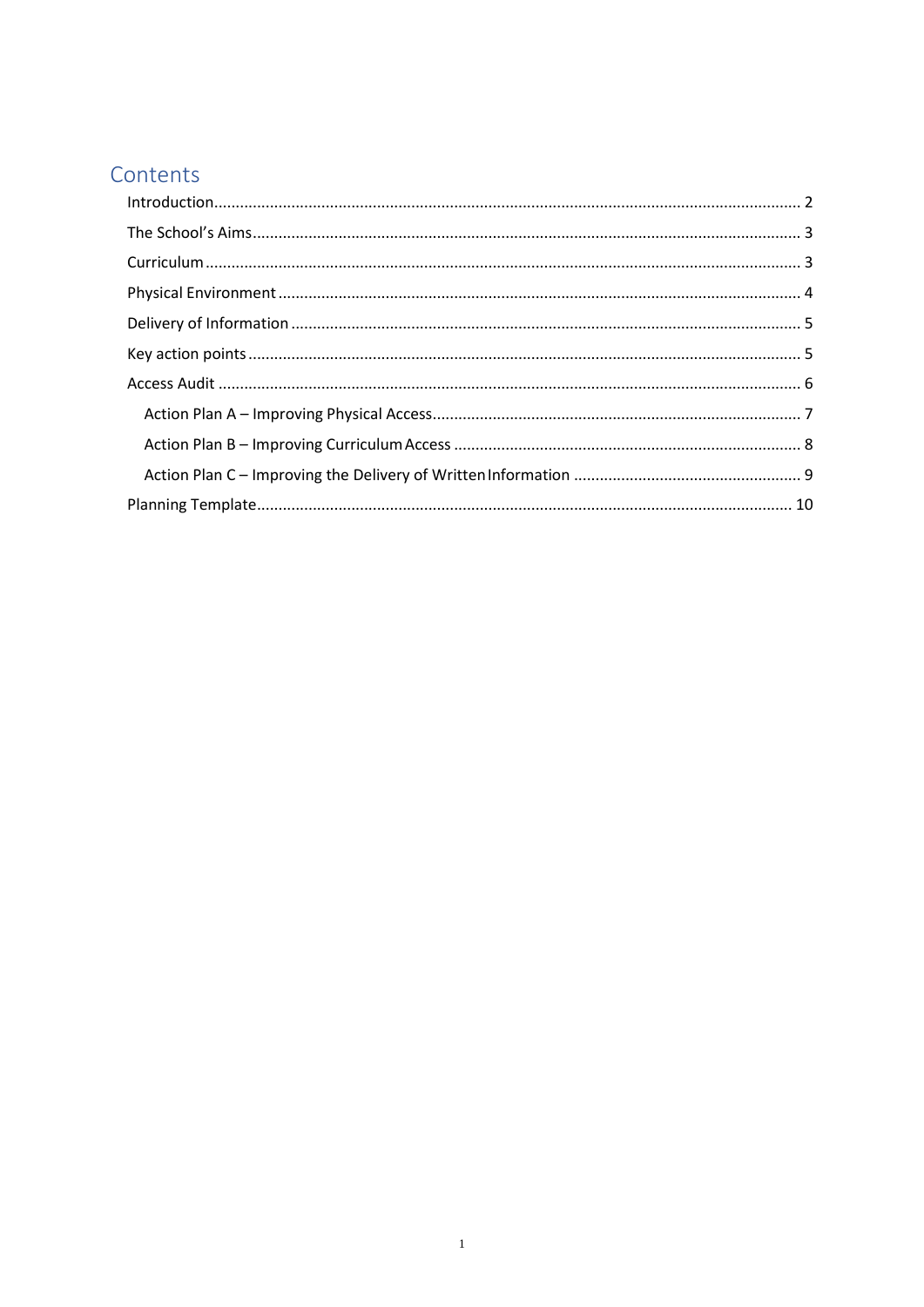## Contents

- Introduction ........ 2
- The School's Aims ........ 3
- Curriculum ........ 3
- Physical Environment ........ 4
- Delivery of Information ........ 5
- Key action points ........ 5
- Access Audit ........ 6
  - Action Plan A – Improving Physical Access ........ 7
  - Action Plan B – Improving Curriculum Access ........ 8
  - Action Plan C – Improving the Delivery of Written Information ........ 9
- Planning Template ........ 10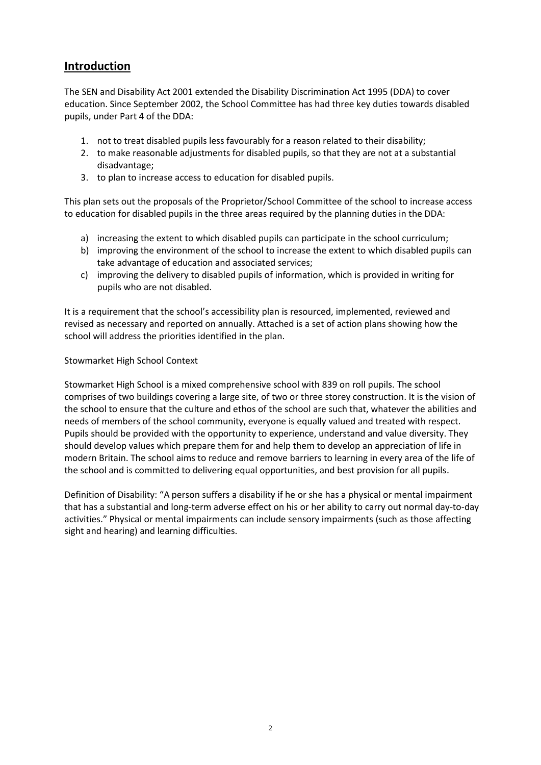## Introduction

The SEN and Disability Act 2001 extended the Disability Discrimination Act 1995 (DDA) to cover education. Since September 2002, the School Committee has had three key duties towards disabled pupils, under Part 4 of the DDA:

1. not to treat disabled pupils less favourably for a reason related to their disability;
2. to make reasonable adjustments for disabled pupils, so that they are not at a substantial disadvantage;
3. to plan to increase access to education for disabled pupils.

This plan sets out the proposals of the Proprietor/School Committee of the school to increase access to education for disabled pupils in the three areas required by the planning duties in the DDA:

a) increasing the extent to which disabled pupils can participate in the school curriculum;
b) improving the environment of the school to increase the extent to which disabled pupils can take advantage of education and associated services;
c) improving the delivery to disabled pupils of information, which is provided in writing for pupils who are not disabled.

It is a requirement that the school's accessibility plan is resourced, implemented, reviewed and revised as necessary and reported on annually. Attached is a set of action plans showing how the school will address the priorities identified in the plan.

Stowmarket High School Context

Stowmarket High School is a mixed comprehensive school with 839 on roll pupils. The school comprises of two buildings covering a large site, of two or three storey construction. It is the vision of the school to ensure that the culture and ethos of the school are such that, whatever the abilities and needs of members of the school community, everyone is equally valued and treated with respect. Pupils should be provided with the opportunity to experience, understand and value diversity. They should develop values which prepare them for and help them to develop an appreciation of life in modern Britain. The school aims to reduce and remove barriers to learning in every area of the life of the school and is committed to delivering equal opportunities, and best provision for all pupils.

Definition of Disability: "A person suffers a disability if he or she has a physical or mental impairment that has a substantial and long-term adverse effect on his or her ability to carry out normal day-to-day activities." Physical or mental impairments can include sensory impairments (such as those affecting sight and hearing) and learning difficulties.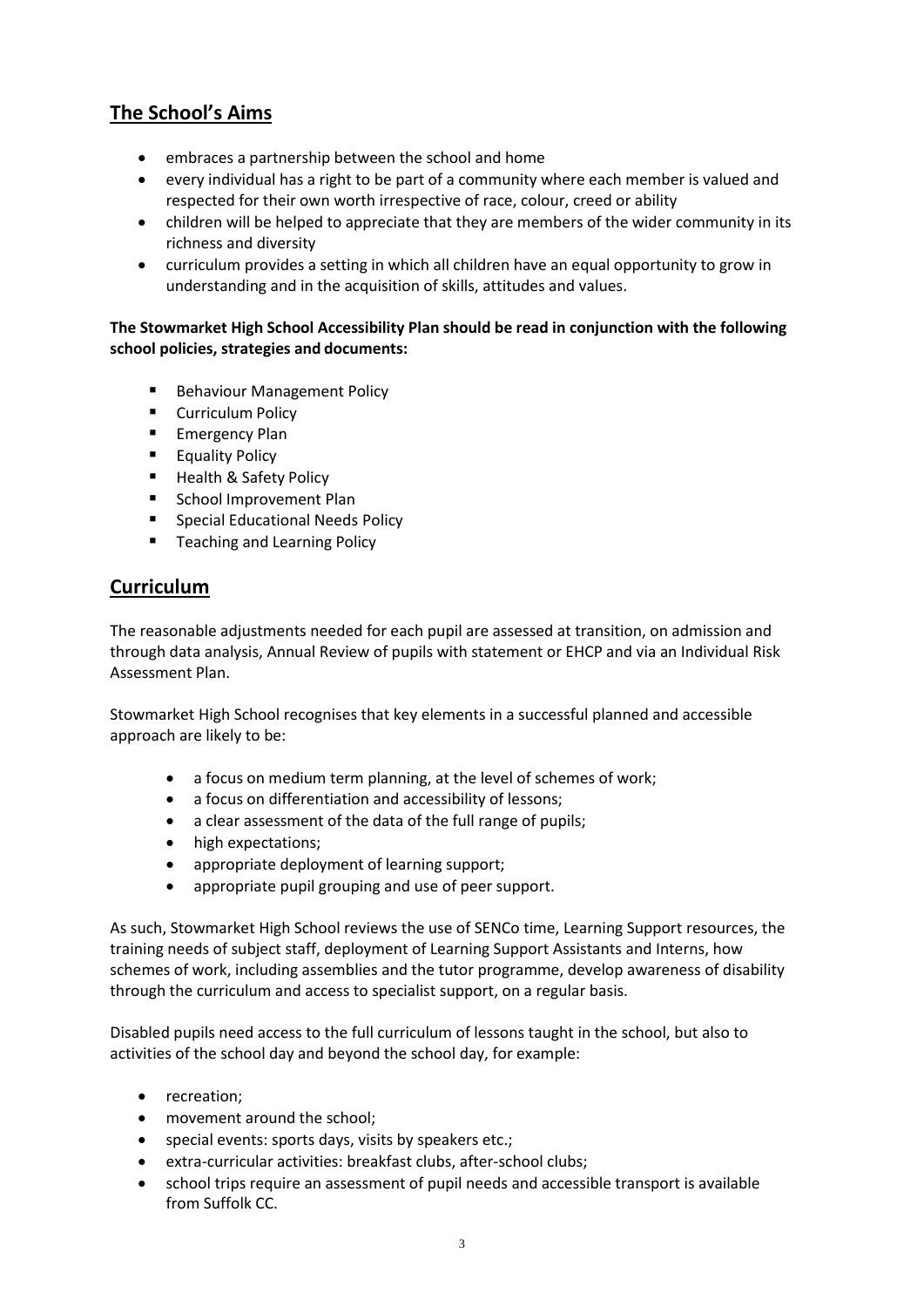## The School's Aims

- embraces a partnership between the school and home
- every individual has a right to be part of a community where each member is valued and respected for their own worth irrespective of race, colour, creed or ability
- children will be helped to appreciate that they are members of the wider community in its richness and diversity
- curriculum provides a setting in which all children have an equal opportunity to grow in understanding and in the acquisition of skills, attitudes and values.

**The Stowmarket High School Accessibility Plan should be read in conjunction with the following school policies, strategies and documents:**

- Behaviour Management Policy
- Curriculum Policy
- Emergency Plan
- Equality Policy
- Health & Safety Policy
- School Improvement Plan
- Special Educational Needs Policy
- Teaching and Learning Policy

## Curriculum

The reasonable adjustments needed for each pupil are assessed at transition, on admission and through data analysis, Annual Review of pupils with statement or EHCP and via an Individual Risk Assessment Plan.

Stowmarket High School recognises that key elements in a successful planned and accessible approach are likely to be:

- a focus on medium term planning, at the level of schemes of work;
- a focus on differentiation and accessibility of lessons;
- a clear assessment of the data of the full range of pupils;
- high expectations;
- appropriate deployment of learning support;
- appropriate pupil grouping and use of peer support.

As such, Stowmarket High School reviews the use of SENCo time, Learning Support resources, the training needs of subject staff, deployment of Learning Support Assistants and Interns, how schemes of work, including assemblies and the tutor programme, develop awareness of disability through the curriculum and access to specialist support, on a regular basis.

Disabled pupils need access to the full curriculum of lessons taught in the school, but also to activities of the school day and beyond the school day, for example:

- recreation;
- movement around the school;
- special events: sports days, visits by speakers etc.;
- extra-curricular activities: breakfast clubs, after-school clubs;
- school trips require an assessment of pupil needs and accessible transport is available from Suffolk CC.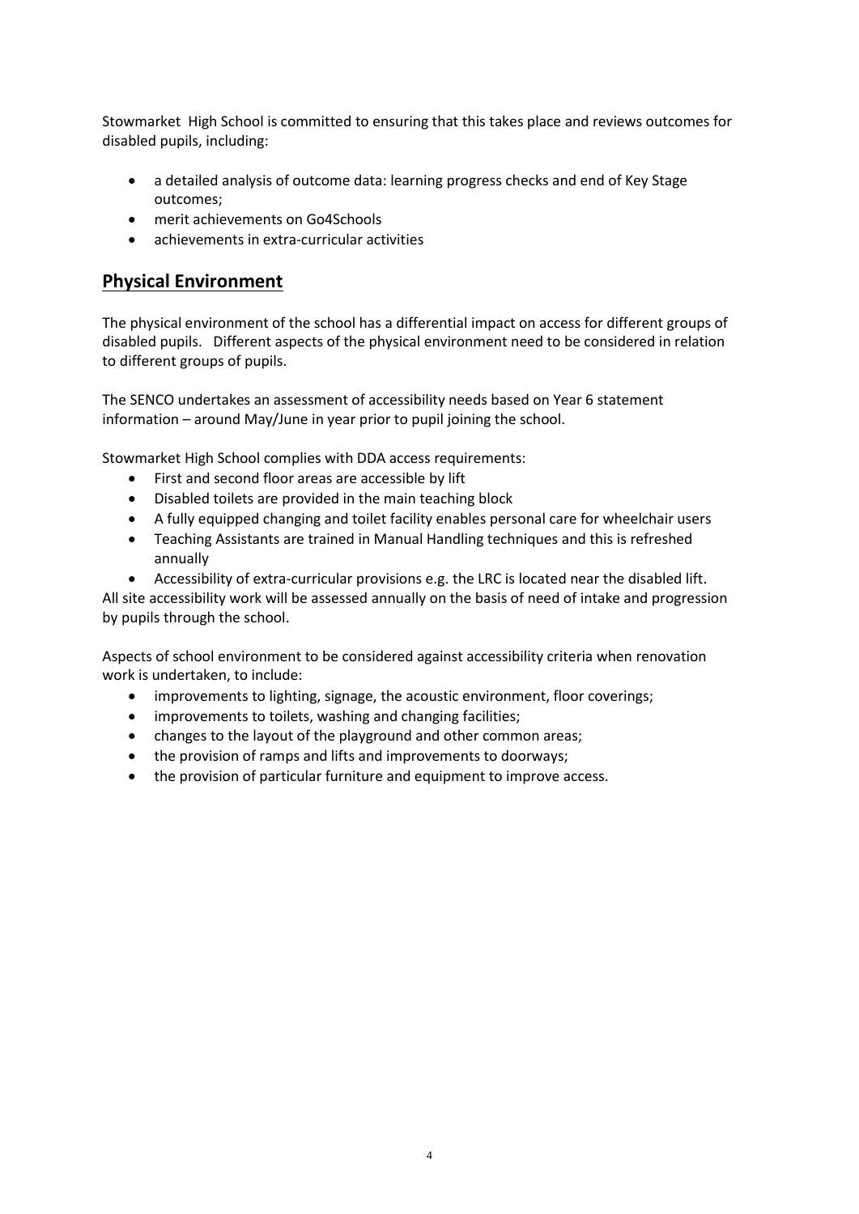Stowmarket High School is committed to ensuring that this takes place and reviews outcomes for disabled pupils, including:

- a detailed analysis of outcome data: learning progress checks and end of Key Stage outcomes;
- merit achievements on Go4Schools
- achievements in extra-curricular activities

## **Physical Environment**

The physical environment of the school has a differential impact on access for different groups of disabled pupils. Different aspects of the physical environment need to be considered in relation to different groups of pupils.

The SENCO undertakes an assessment of accessibility needs based on Year 6 statement information – around May/June in year prior to pupil joining the school.

Stowmarket High School complies with DDA access requirements:

- First and second floor areas are accessible by lift
- Disabled toilets are provided in the main teaching block
- A fully equipped changing and toilet facility enables personal care for wheelchair users
- Teaching Assistants are trained in Manual Handling techniques and this is refreshed annually
- Accessibility of extra-curricular provisions e.g. the LRC is located near the disabled lift.

All site accessibility work will be assessed annually on the basis of need of intake and progression by pupils through the school.

Aspects of school environment to be considered against accessibility criteria when renovation work is undertaken, to include:

- improvements to lighting, signage, the acoustic environment, floor coverings;
- improvements to toilets, washing and changing facilities;
- changes to the layout of the playground and other common areas;
- the provision of ramps and lifts and improvements to doorways;
- the provision of particular furniture and equipment to improve access.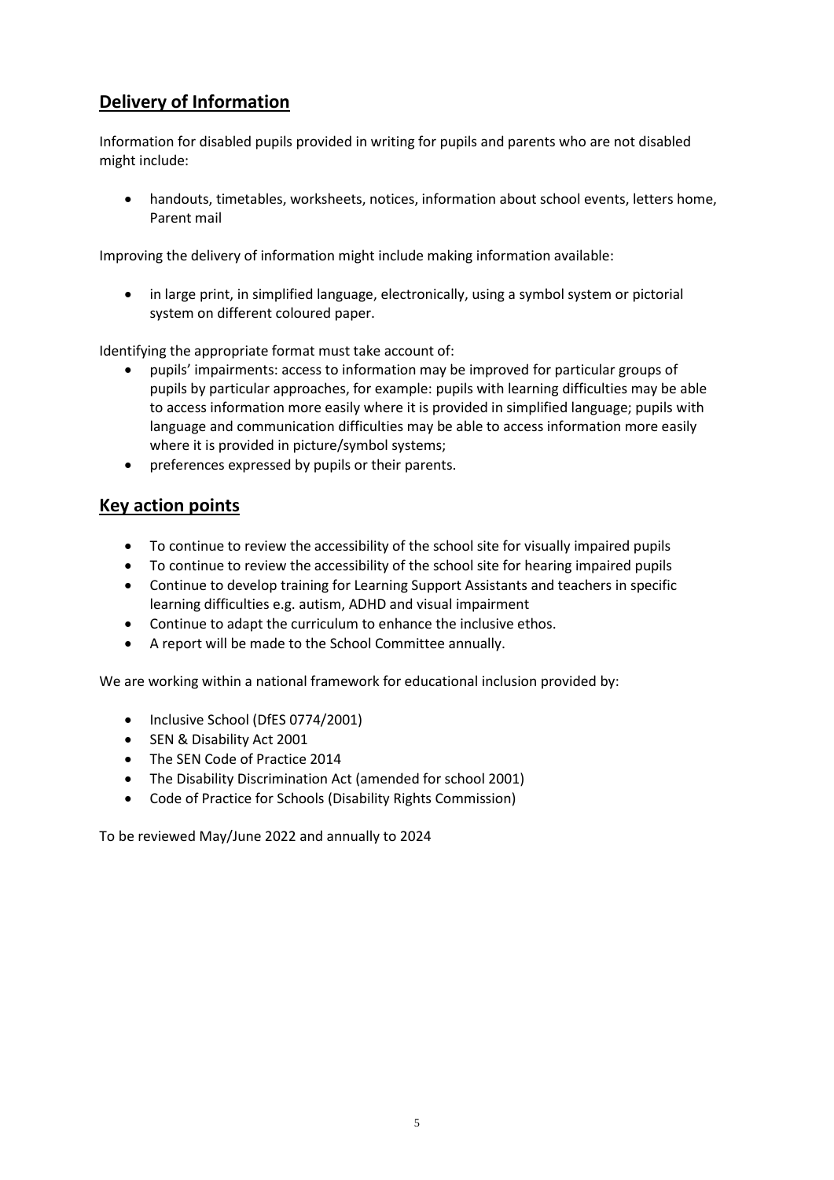## Delivery of Information

Information for disabled pupils provided in writing for pupils and parents who are not disabled might include:

- handouts, timetables, worksheets, notices, information about school events, letters home, Parent mail

Improving the delivery of information might include making information available:

- in large print, in simplified language, electronically, using a symbol system or pictorial system on different coloured paper.

Identifying the appropriate format must take account of:

- pupils' impairments: access to information may be improved for particular groups of pupils by particular approaches, for example: pupils with learning difficulties may be able to access information more easily where it is provided in simplified language; pupils with language and communication difficulties may be able to access information more easily where it is provided in picture/symbol systems;
- preferences expressed by pupils or their parents.

## Key action points

- To continue to review the accessibility of the school site for visually impaired pupils
- To continue to review the accessibility of the school site for hearing impaired pupils
- Continue to develop training for Learning Support Assistants and teachers in specific learning difficulties e.g. autism, ADHD and visual impairment
- Continue to adapt the curriculum to enhance the inclusive ethos.
- A report will be made to the School Committee annually.

We are working within a national framework for educational inclusion provided by:

- Inclusive School (DfES 0774/2001)
- SEN & Disability Act 2001
- The SEN Code of Practice 2014
- The Disability Discrimination Act (amended for school 2001)
- Code of Practice for Schools (Disability Rights Commission)

To be reviewed May/June 2022 and annually to 2024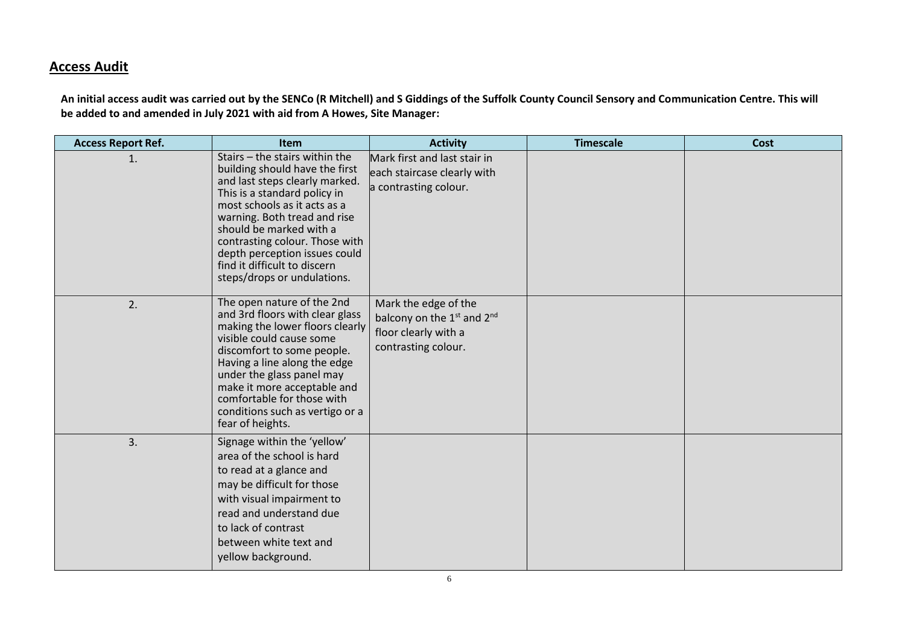## **Access Audit**

**An initial access audit was carried out by the SENCo (R Mitchell) and S Giddings of the Suffolk County Council Sensory and Communication Centre. This will be added to and amended in July 2021 with aid from A Howes, Site Manager:**

| Access Report Ref. | Item | Activity | Timescale | Cost |
|---|---|---|---|---|
| 1. | Stairs – the stairs within the building should have the first and last steps clearly marked. This is a standard policy in most schools as it acts as a warning. Both tread and rise should be marked with a contrasting colour. Those with depth perception issues could find it difficult to discern steps/drops or undulations. | Mark first and last stair in each staircase clearly with a contrasting colour. | | |
| 2. | The open nature of the 2nd and 3rd floors with clear glass making the lower floors clearly visible could cause some discomfort to some people. Having a line along the edge under the glass panel may make it more acceptable and comfortable for those with conditions such as vertigo or a fear of heights. | Mark the edge of the balcony on the 1st and 2nd floor clearly with a contrasting colour. | | |
| 3. | Signage within the 'yellow' area of the school is hard to read at a glance and may be difficult for those with visual impairment to read and understand due to lack of contrast between white text and yellow background. | | | |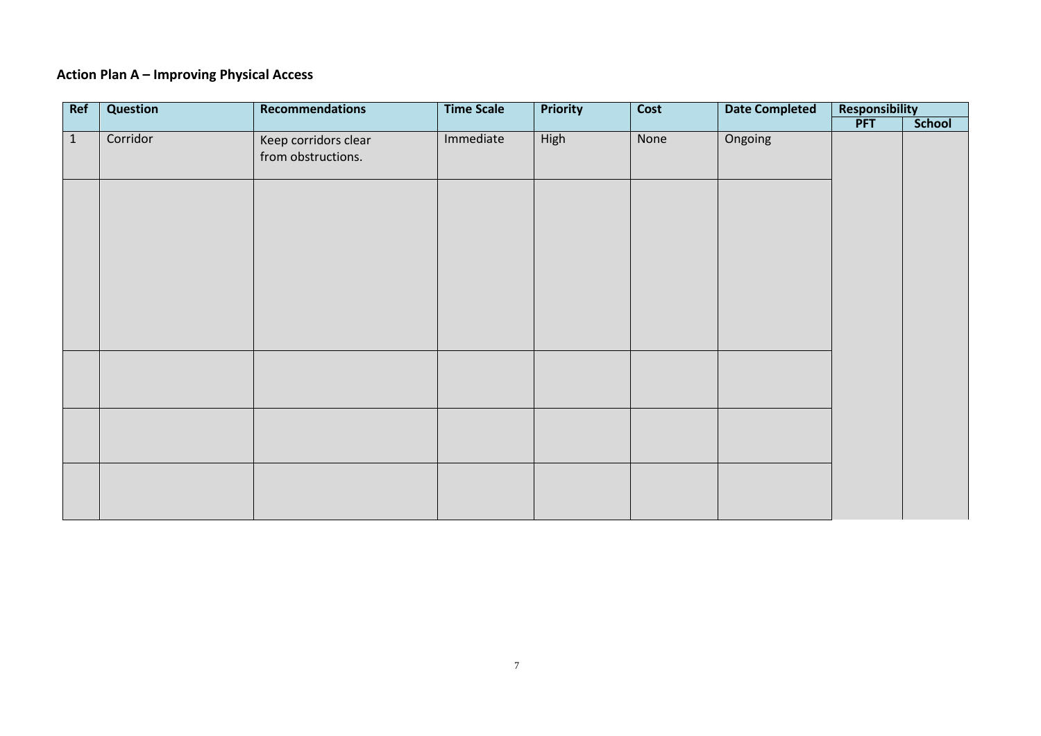## Action Plan A – Improving Physical Access

| Ref | Question | Recommendations | Time Scale | Priority | Cost | Date Completed | Responsibility | |
|---|---|---|---|---|---|---|---|---|
| | | | | | | | PFT | School |
| 1 | Corridor | Keep corridors clear from obstructions. | Immediate | High | None | Ongoing | | |
| | | | | | | | | |
| | | | | | | | | |
| | | | | | | | | |
| | | | | | | | | |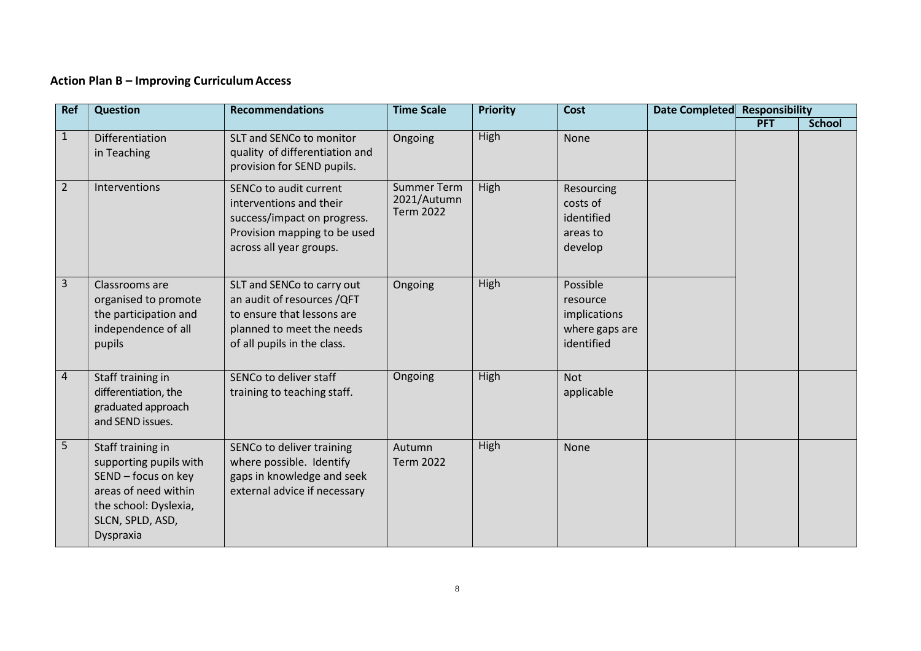**Action Plan B – Improving Curriculum Access**

| Ref | Question | Recommendations | Time Scale | Priority | Cost | Date Completed | Responsibility | |
|---|---|---|---|---|---|---|---|---|
| | | | | | | | PFT | School |
| 1 | Differentiation in Teaching | SLT and SENCo to monitor quality of differentiation and provision for SEND pupils. | Ongoing | High | None | | | |
| 2 | Interventions | SENCo to audit current interventions and their success/impact on progress. Provision mapping to be used across all year groups. | Summer Term 2021/Autumn Term 2022 | High | Resourcing costs of identified areas to develop | | | |
| 3 | Classrooms are organised to promote the participation and independence of all pupils | SLT and SENCo to carry out an audit of resources /QFT to ensure that lessons are planned to meet the needs of all pupils in the class. | Ongoing | High | Possible resource implications where gaps are identified | | | |
| 4 | Staff training in differentiation, the graduated approach and SEND issues. | SENCo to deliver staff training to teaching staff. | Ongoing | High | Not applicable | | | |
| 5 | Staff training in supporting pupils with SEND – focus on key areas of need within the school: Dyslexia, SLCN, SPLD, ASD, Dyspraxia | SENCo to deliver training where possible. Identify gaps in knowledge and seek external advice if necessary | Autumn Term 2022 | High | None | | | |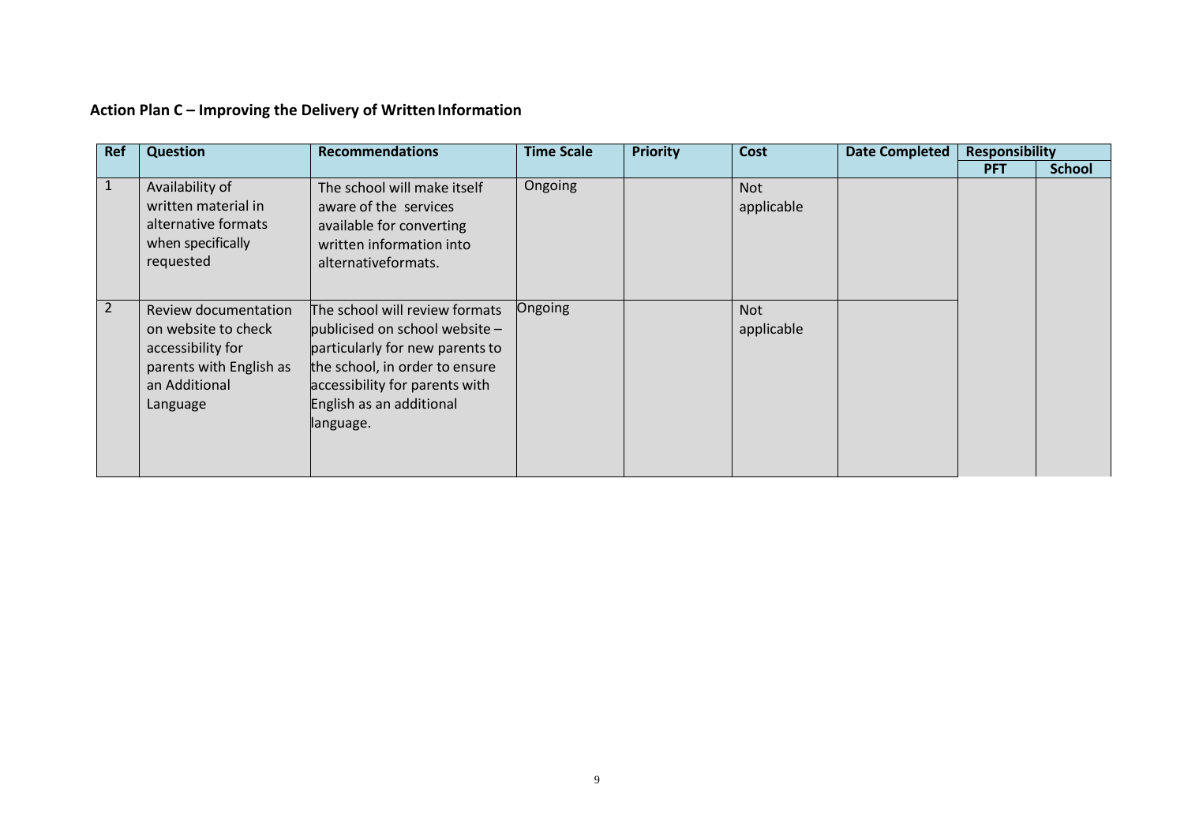**Action Plan C – Improving the Delivery of Written Information**

| Ref | Question | Recommendations | Time Scale | Priority | Cost | Date Completed | Responsibility | |
|---|---|---|---|---|---|---|---|---|
| | | | | | | | PFT | School |
| 1 | Availability of written material in alternative formats when specifically requested | The school will make itself aware of the services available for converting written information into alternativeformats. | Ongoing | | Not applicable | | | |
| 2 | Review documentation on website to check accessibility for parents with English as an Additional Language | The school will review formats publicised on school website – particularly for new parents to the school, in order to ensure accessibility for parents with English as an additional language. | Ongoing | | Not applicable | | | |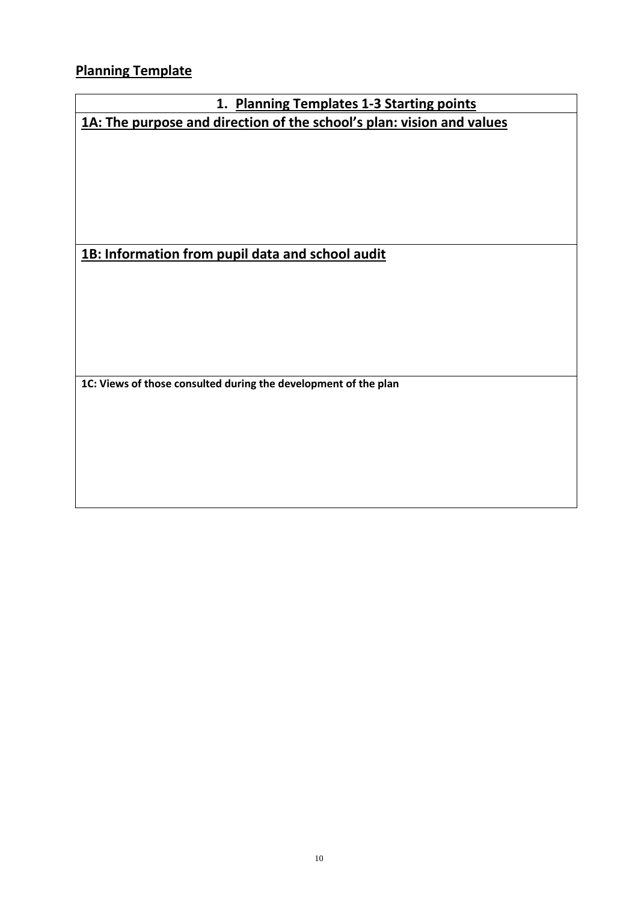## Planning Template

| 1. Planning Templates 1-3 Starting points |
| --- |
| **1A: The purpose and direction of the school's plan: vision and values** |
| **1B: Information from pupil data and school audit** |
| **1C: Views of those consulted during the development of the plan** |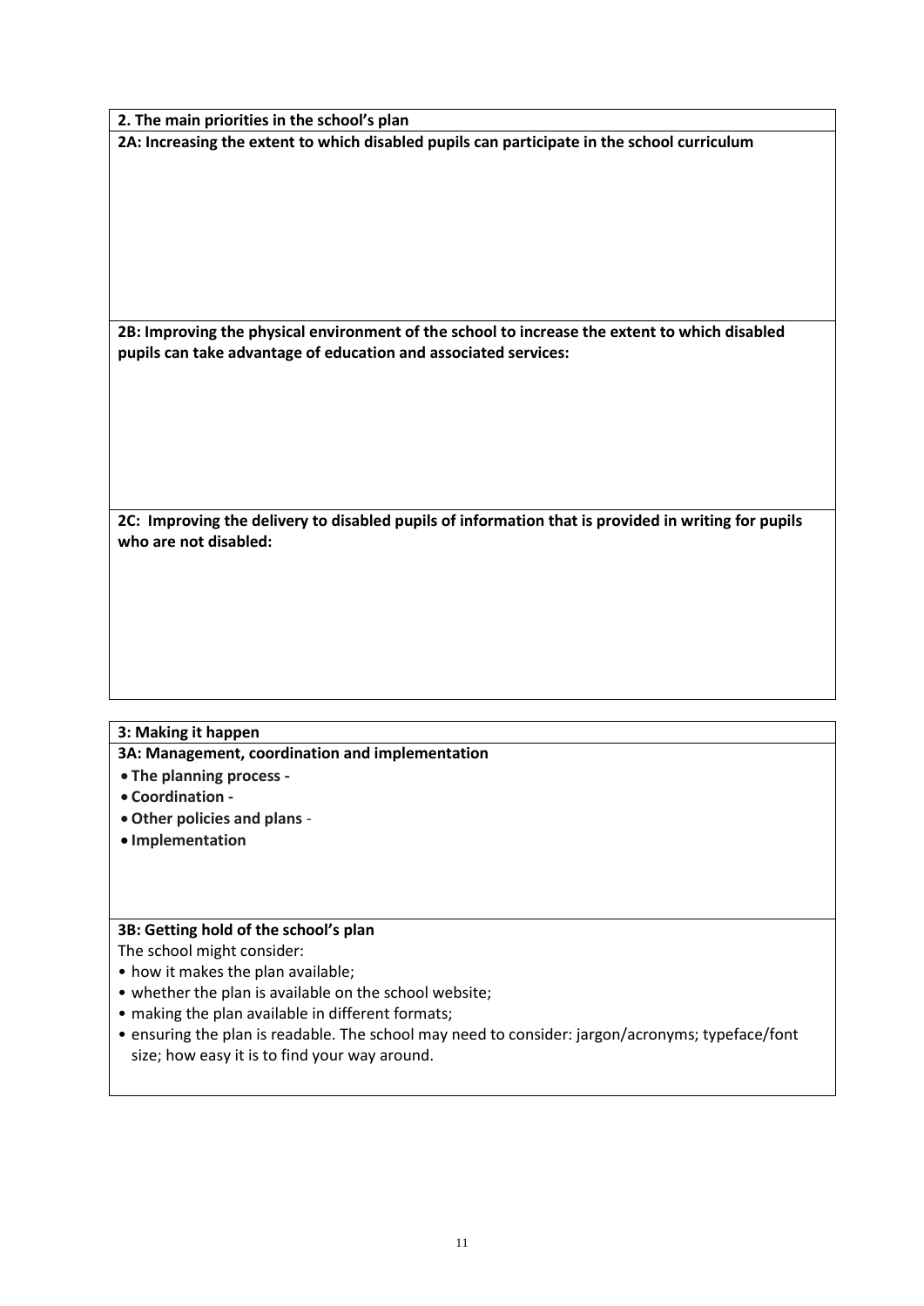**2. The main priorities in the school's plan**

**2A: Increasing the extent to which disabled pupils can participate in the school curriculum**

**2B: Improving the physical environment of the school to increase the extent to which disabled pupils can take advantage of education and associated services:**

**2C: Improving the delivery to disabled pupils of information that is provided in writing for pupils who are not disabled:**

**3: Making it happen**

**3A: Management, coordination and implementation**

- **The planning process -**
- **Coordination -**
- **Other policies and plans** -
- **Implementation**

**3B: Getting hold of the school's plan**

The school might consider:

- how it makes the plan available;
- whether the plan is available on the school website;
- making the plan available in different formats;
- ensuring the plan is readable. The school may need to consider: jargon/acronyms; typeface/font size; how easy it is to find your way around.